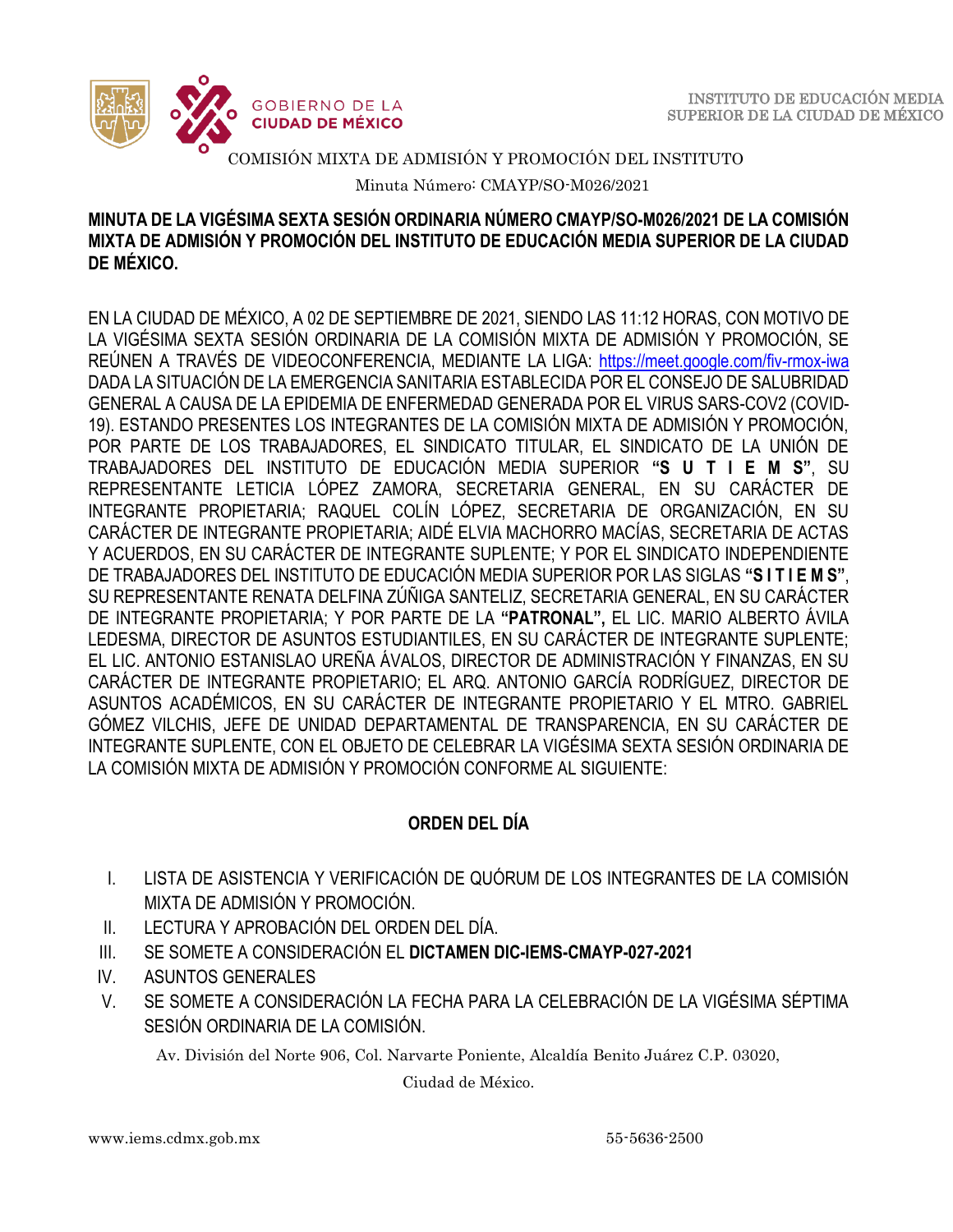COMISIÓN MIXTA DE ADMISIÓN Y PROMOCIÓN DEL INSTITUTO

Minuta Número: CMAYP/SO-M026/2021

**MINUTA DE LA VIGÉSIMA SEXTA SESIÓN ORDINARIA NÚMERO CMAYP/SO-M026/2021 DE LA COMISIÓN MIXTA DE ADMISIÓN Y PROMOCIÓN DEL INSTITUTO DE EDUCACIÓN MEDIA SUPERIOR DE LA CIUDAD DE MÉXICO.**

EN LA CIUDAD DE MÉXICO, A 02 DE SEPTIEMBRE DE 2021, SIENDO LAS 11:12 HORAS, CON MOTIVO DE LA VIGÉSIMA SEXTA SESIÓN ORDINARIA DE LA COMISIÓN MIXTA DE ADMISIÓN Y PROMOCIÓN, SE REÚNEN A TRAVÉS DE VIDEOCONFERENCIA, MEDIANTE LA LIGA: https://meet.google.com/fiv-rmox-iwa DADA LA SITUACIÓN DE LA EMERGENCIA SANITARIA ESTABLECIDA POR EL CONSEJO DE SALUBRIDAD GENERAL A CAUSA DE LA EPIDEMIA DE ENFERMEDAD GENERADA POR EL VIRUS SARS-COV2 (COVID-19). ESTANDO PRESENTES LOS INTEGRANTES DE LA COMISIÓN MIXTA DE ADMISIÓN Y PROMOCIÓN, POR PARTE DE LOS TRABAJADORES, EL SINDICATO TITULAR, EL SINDICATO DE LA UNIÓN DE TRABAJADORES DEL INSTITUTO DE EDUCACIÓN MEDIA SUPERIOR **"S U T I E M S"**, SU REPRESENTANTE LETICIA LÓPEZ ZAMORA, SECRETARIA GENERAL, EN SU CARÁCTER DE INTEGRANTE PROPIETARIA; RAQUEL COLÍN LÓPEZ, SECRETARIA DE ORGANIZACIÓN, EN SU CARÁCTER DE INTEGRANTE PROPIETARIA; AIDÉ ELVIA MACHORRO MACÍAS, SECRETARIA DE ACTAS Y ACUERDOS, EN SU CARÁCTER DE INTEGRANTE SUPLENTE; Y POR EL SINDICATO INDEPENDIENTE DE TRABAJADORES DEL INSTITUTO DE EDUCACIÓN MEDIA SUPERIOR POR LAS SIGLAS **"S I T I E M S"**, SU REPRESENTANTE RENATA DELFINA ZÚÑIGA SANTELIZ, SECRETARIA GENERAL, EN SU CARÁCTER DE INTEGRANTE PROPIETARIA; Y POR PARTE DE LA **"PATRONAL",** EL LIC. MARIO ALBERTO ÁVILA LEDESMA, DIRECTOR DE ASUNTOS ESTUDIANTILES, EN SU CARÁCTER DE INTEGRANTE SUPLENTE; EL LIC. ANTONIO ESTANISLAO UREÑA ÁVALOS, DIRECTOR DE ADMINISTRACIÓN Y FINANZAS, EN SU CARÁCTER DE INTEGRANTE PROPIETARIO; EL ARQ. ANTONIO GARCÍA RODRÍGUEZ, DIRECTOR DE ASUNTOS ACADÉMICOS, EN SU CARÁCTER DE INTEGRANTE PROPIETARIO Y EL MTRO. GABRIEL GÓMEZ VILCHIS, JEFE DE UNIDAD DEPARTAMENTAL DE TRANSPARENCIA, EN SU CARÁCTER DE INTEGRANTE SUPLENTE, CON EL OBJETO DE CELEBRAR LA VIGÉSIMA SEXTA SESIÓN ORDINARIA DE LA COMISIÓN MIXTA DE ADMISIÓN Y PROMOCIÓN CONFORME AL SIGUIENTE:

## ORDEN DEL DÍA

I. LISTA DE ASISTENCIA Y VERIFICACIÓN DE QUÓRUM DE LOS INTEGRANTES DE LA COMISIÓN MIXTA DE ADMISIÓN Y PROMOCIÓN.

II. LECTURA Y APROBACIÓN DEL ORDEN DEL DÍA.

III. SE SOMETE A CONSIDERACIÓN EL **DICTAMEN DIC-IEMS-CMAYP-027-2021**

IV. ASUNTOS GENERALES

V. SE SOMETE A CONSIDERACIÓN LA FECHA PARA LA CELEBRACIÓN DE LA VIGÉSIMA SÉPTIMA SESIÓN ORDINARIA DE LA COMISIÓN.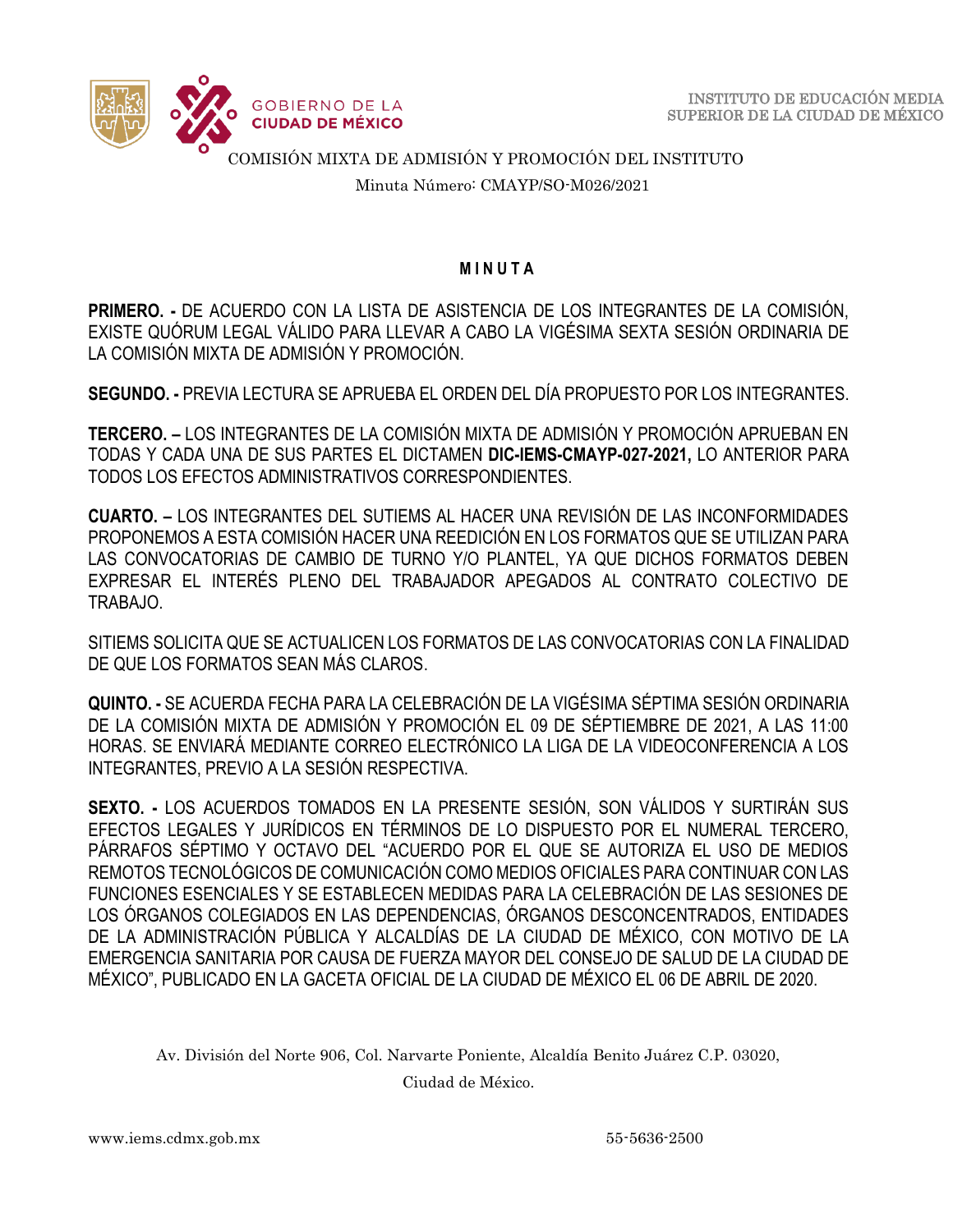COMISIÓN MIXTA DE ADMISIÓN Y PROMOCIÓN DEL INSTITUTO

Minuta Número: CMAYP/SO-M026/2021

## M I N U T A

**PRIMERO. -** DE ACUERDO CON LA LISTA DE ASISTENCIA DE LOS INTEGRANTES DE LA COMISIÓN, EXISTE QUÓRUM LEGAL VÁLIDO PARA LLEVAR A CABO LA VIGÉSIMA SEXTA SESIÓN ORDINARIA DE LA COMISIÓN MIXTA DE ADMISIÓN Y PROMOCIÓN.

**SEGUNDO. -** PREVIA LECTURA SE APRUEBA EL ORDEN DEL DÍA PROPUESTO POR LOS INTEGRANTES.

**TERCERO. –** LOS INTEGRANTES DE LA COMISIÓN MIXTA DE ADMISIÓN Y PROMOCIÓN APRUEBAN EN TODAS Y CADA UNA DE SUS PARTES EL DICTAMEN **DIC-IEMS-CMAYP-027-2021,** LO ANTERIOR PARA TODOS LOS EFECTOS ADMINISTRATIVOS CORRESPONDIENTES.

**CUARTO. –** LOS INTEGRANTES DEL SUTIEMS AL HACER UNA REVISIÓN DE LAS INCONFORMIDADES PROPONEMOS A ESTA COMISIÓN HACER UNA REEDICIÓN EN LOS FORMATOS QUE SE UTILIZAN PARA LAS CONVOCATORIAS DE CAMBIO DE TURNO Y/O PLANTEL, YA QUE DICHOS FORMATOS DEBEN EXPRESAR EL INTERÉS PLENO DEL TRABAJADOR APEGADOS AL CONTRATO COLECTIVO DE TRABAJO.

SITIEMS SOLICITA QUE SE ACTUALICEN LOS FORMATOS DE LAS CONVOCATORIAS CON LA FINALIDAD DE QUE LOS FORMATOS SEAN MÁS CLAROS.

**QUINTO. -** SE ACUERDA FECHA PARA LA CELEBRACIÓN DE LA VIGÉSIMA SÉPTIMA SESIÓN ORDINARIA DE LA COMISIÓN MIXTA DE ADMISIÓN Y PROMOCIÓN EL 09 DE SÉPTIEMBRE DE 2021, A LAS 11:00 HORAS. SE ENVIARÁ MEDIANTE CORREO ELECTRÓNICO LA LIGA DE LA VIDEOCONFERENCIA A LOS INTEGRANTES, PREVIO A LA SESIÓN RESPECTIVA.

**SEXTO. -** LOS ACUERDOS TOMADOS EN LA PRESENTE SESIÓN, SON VÁLIDOS Y SURTIRÁN SUS EFECTOS LEGALES Y JURÍDICOS EN TÉRMINOS DE LO DISPUESTO POR EL NUMERAL TERCERO, PÁRRAFOS SÉPTIMO Y OCTAVO DEL "ACUERDO POR EL QUE SE AUTORIZA EL USO DE MEDIOS REMOTOS TECNOLÓGICOS DE COMUNICACIÓN COMO MEDIOS OFICIALES PARA CONTINUAR CON LAS FUNCIONES ESENCIALES Y SE ESTABLECEN MEDIDAS PARA LA CELEBRACIÓN DE LAS SESIONES DE LOS ÓRGANOS COLEGIADOS EN LAS DEPENDENCIAS, ÓRGANOS DESCONCENTRADOS, ENTIDADES DE LA ADMINISTRACIÓN PÚBLICA Y ALCALDÍAS DE LA CIUDAD DE MÉXICO, CON MOTIVO DE LA EMERGENCIA SANITARIA POR CAUSA DE FUERZA MAYOR DEL CONSEJO DE SALUD DE LA CIUDAD DE MÉXICO", PUBLICADO EN LA GACETA OFICIAL DE LA CIUDAD DE MÉXICO EL 06 DE ABRIL DE 2020.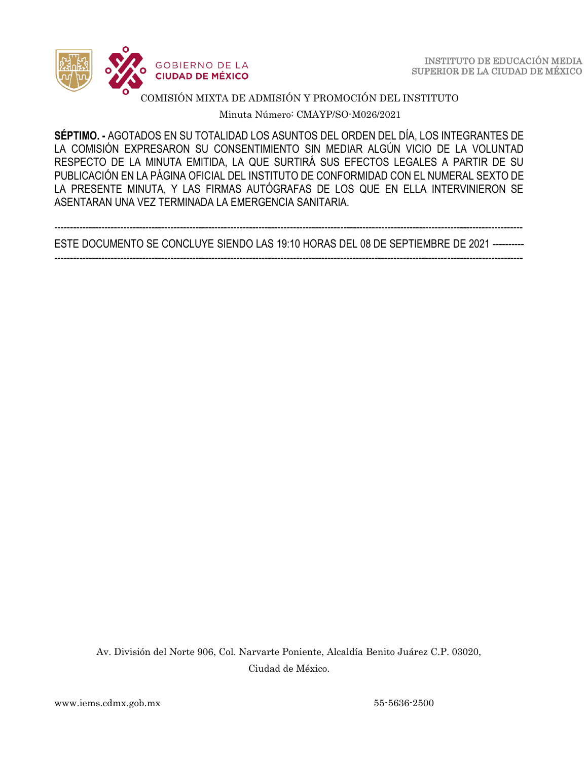**SÉPTIMO. -** AGOTADOS EN SU TOTALIDAD LOS ASUNTOS DEL ORDEN DEL DÍA, LOS INTEGRANTES DE LA COMISIÓN EXPRESARON SU CONSENTIMIENTO SIN MEDIAR ALGÚN VICIO DE LA VOLUNTAD RESPECTO DE LA MINUTA EMITIDA, LA QUE SURTIRÁ SUS EFECTOS LEGALES A PARTIR DE SU PUBLICACIÓN EN LA PÁGINA OFICIAL DEL INSTITUTO DE CONFORMIDAD CON EL NUMERAL SEXTO DE LA PRESENTE MINUTA, Y LAS FIRMAS AUTÓGRAFAS DE LOS QUE EN ELLA INTERVINIERON SE ASENTARAN UNA VEZ TERMINADA LA EMERGENCIA SANITARIA.

------------------------------------------------------------------------------------------------------------------------------------------
ESTE DOCUMENTO SE CONCLUYE SIENDO LAS 19:10 HORAS DEL 08 DE SEPTIEMBRE DE 2021 ----------
------------------------------------------------------------------------------------------------------------------------------------------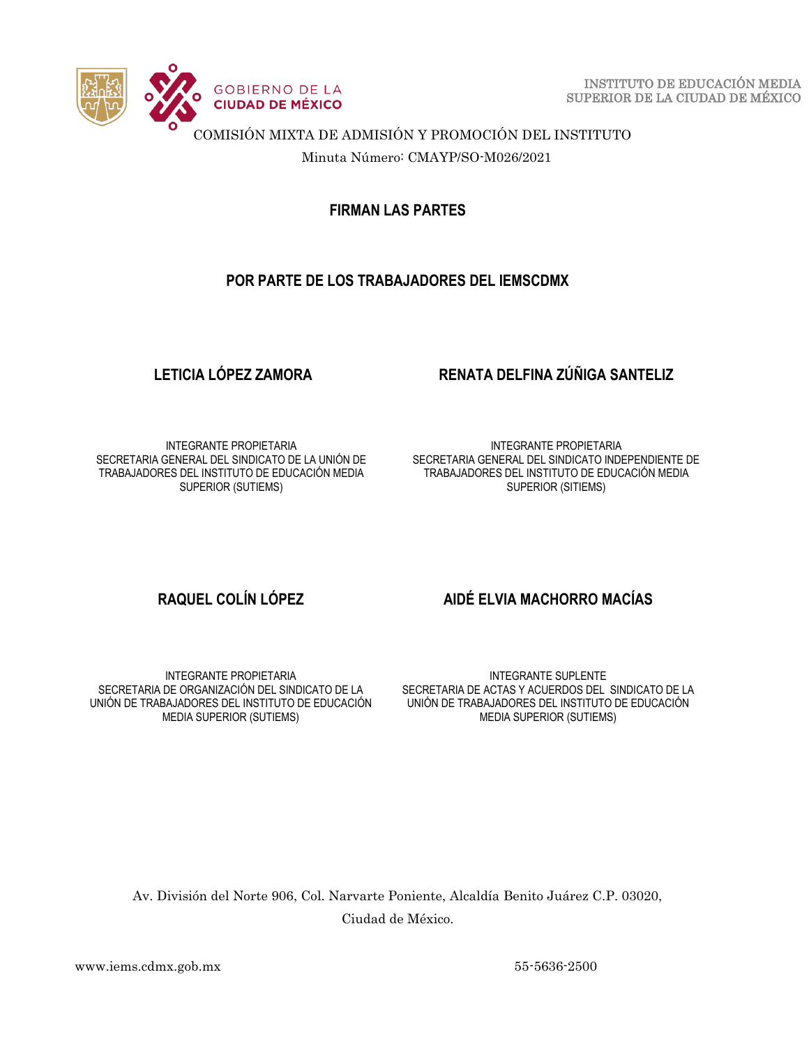COMISIÓN MIXTA DE ADMISIÓN Y PROMOCIÓN DEL INSTITUTO

Minuta Número: CMAYP/SO-M026/2021

**FIRMAN LAS PARTES**

**POR PARTE DE LOS TRABAJADORES DEL IEMSCDMX**

**LETICIA LÓPEZ ZAMORA**

INTEGRANTE PROPIETARIA
SECRETARIA GENERAL DEL SINDICATO DE LA UNIÓN DE TRABAJADORES DEL INSTITUTO DE EDUCACIÓN MEDIA SUPERIOR (SUTIEMS)

**RENATA DELFINA ZÚÑIGA SANTELIZ**

INTEGRANTE PROPIETARIA
SECRETARIA GENERAL DEL SINDICATO INDEPENDIENTE DE TRABAJADORES DEL INSTITUTO DE EDUCACIÓN MEDIA SUPERIOR (SITIEMS)

**RAQUEL COLÍN LÓPEZ**

INTEGRANTE PROPIETARIA
SECRETARIA DE ORGANIZACIÓN DEL SINDICATO DE LA UNIÓN DE TRABAJADORES DEL INSTITUTO DE EDUCACIÓN MEDIA SUPERIOR (SUTIEMS)

**AIDÉ ELVIA MACHORRO MACÍAS**

INTEGRANTE SUPLENTE
SECRETARIA DE ACTAS Y ACUERDOS DEL SINDICATO DE LA UNIÓN DE TRABAJADORES DEL INSTITUTO DE EDUCACIÓN MEDIA SUPERIOR (SUTIEMS)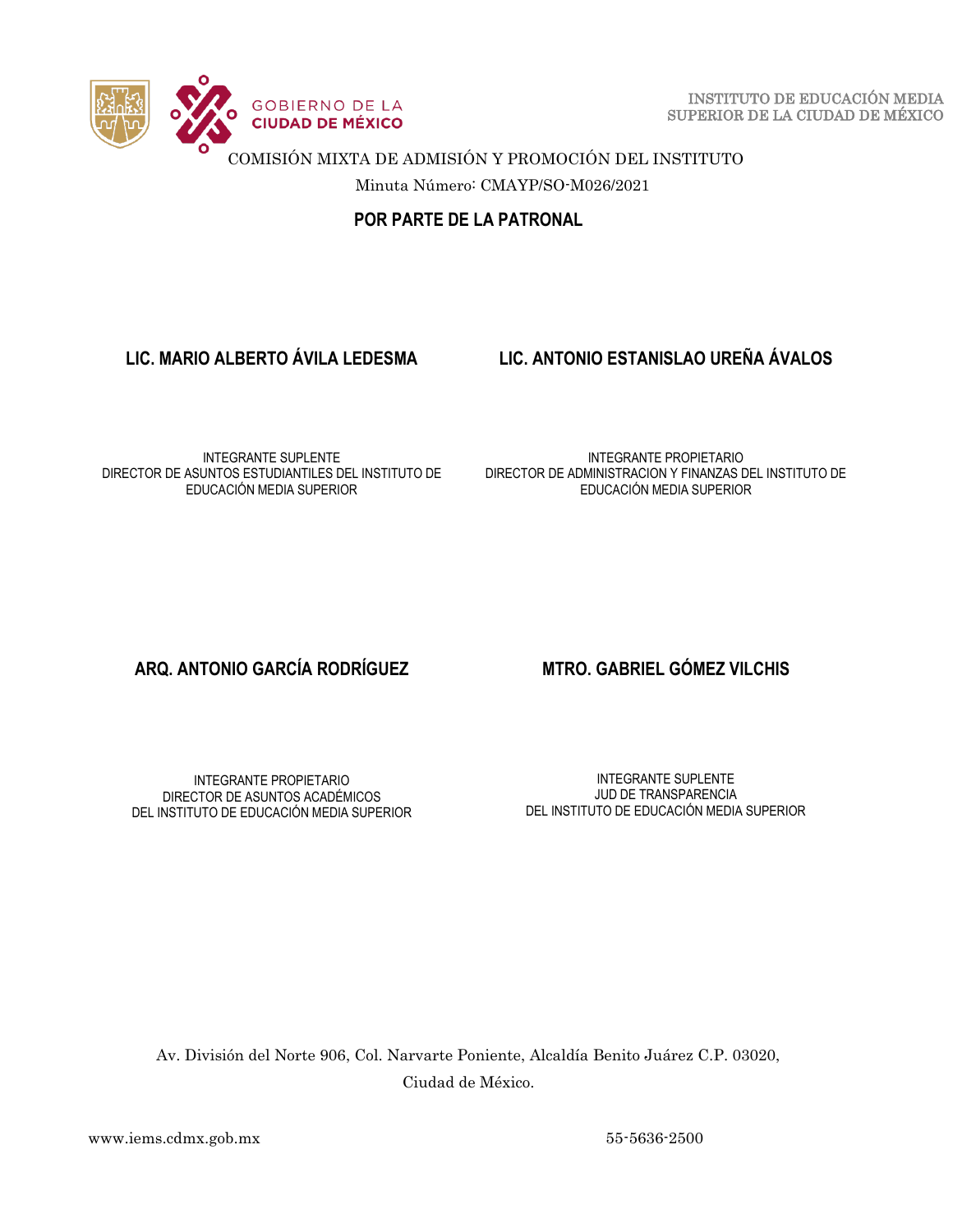COMISIÓN MIXTA DE ADMISIÓN Y PROMOCIÓN DEL INSTITUTO

Minuta Número: CMAYP/SO-M026/2021

**POR PARTE DE LA PATRONAL**

**LIC. MARIO ALBERTO ÁVILA LEDESMA**

INTEGRANTE SUPLENTE
DIRECTOR DE ASUNTOS ESTUDIANTILES DEL INSTITUTO DE EDUCACIÓN MEDIA SUPERIOR

**LIC. ANTONIO ESTANISLAO UREÑA ÁVALOS**

INTEGRANTE PROPIETARIO
DIRECTOR DE ADMINISTRACION Y FINANZAS DEL INSTITUTO DE EDUCACIÓN MEDIA SUPERIOR

**ARQ. ANTONIO GARCÍA RODRÍGUEZ**

INTEGRANTE PROPIETARIO
DIRECTOR DE ASUNTOS ACADÉMICOS
DEL INSTITUTO DE EDUCACIÓN MEDIA SUPERIOR

**MTRO. GABRIEL GÓMEZ VILCHIS**

INTEGRANTE SUPLENTE
JUD DE TRANSPARENCIA
DEL INSTITUTO DE EDUCACIÓN MEDIA SUPERIOR